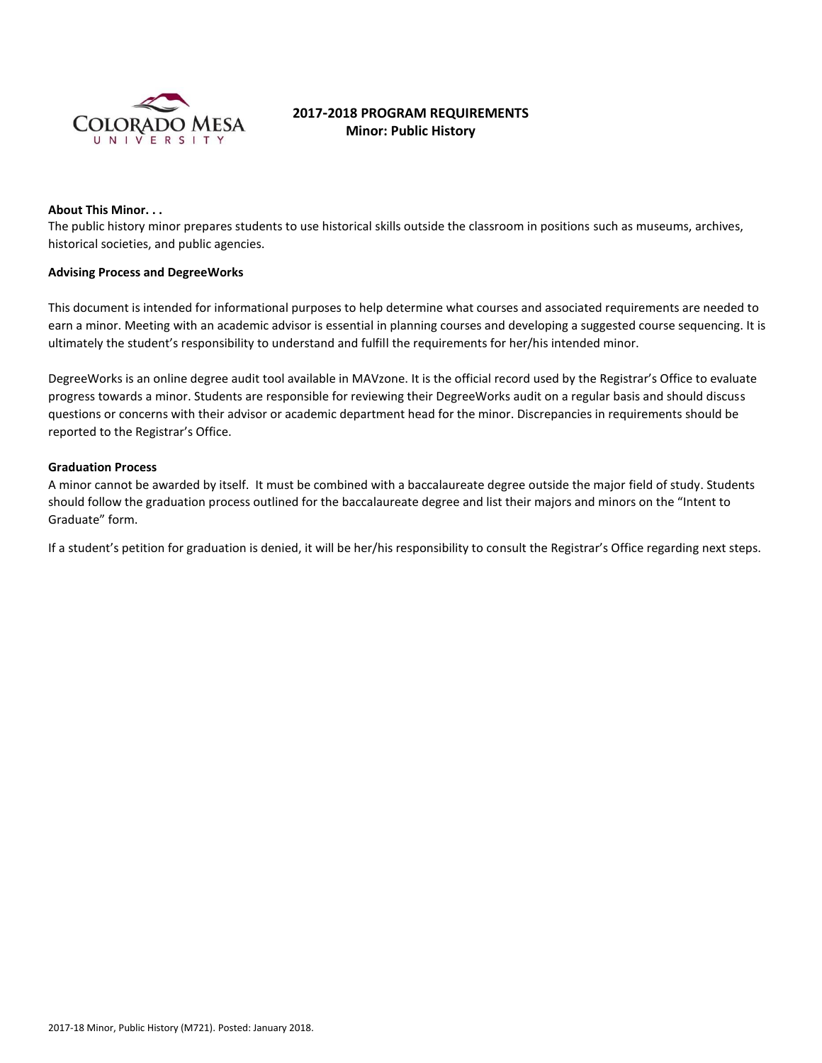# 2017-2018 PROGRAM REQUIREMENTS
## Minor: Public History

**About This Minor. . .**

The public history minor prepares students to use historical skills outside the classroom in positions such as museums, archives, historical societies, and public agencies.

**Advising Process and DegreeWorks**

This document is intended for informational purposes to help determine what courses and associated requirements are needed to earn a minor. Meeting with an academic advisor is essential in planning courses and developing a suggested course sequencing. It is ultimately the student's responsibility to understand and fulfill the requirements for her/his intended minor.

DegreeWorks is an online degree audit tool available in MAVzone. It is the official record used by the Registrar's Office to evaluate progress towards a minor. Students are responsible for reviewing their DegreeWorks audit on a regular basis and should discuss questions or concerns with their advisor or academic department head for the minor. Discrepancies in requirements should be reported to the Registrar's Office.

**Graduation Process**

A minor cannot be awarded by itself. It must be combined with a baccalaureate degree outside the major field of study. Students should follow the graduation process outlined for the baccalaureate degree and list their majors and minors on the "Intent to Graduate" form.

If a student's petition for graduation is denied, it will be her/his responsibility to consult the Registrar's Office regarding next steps.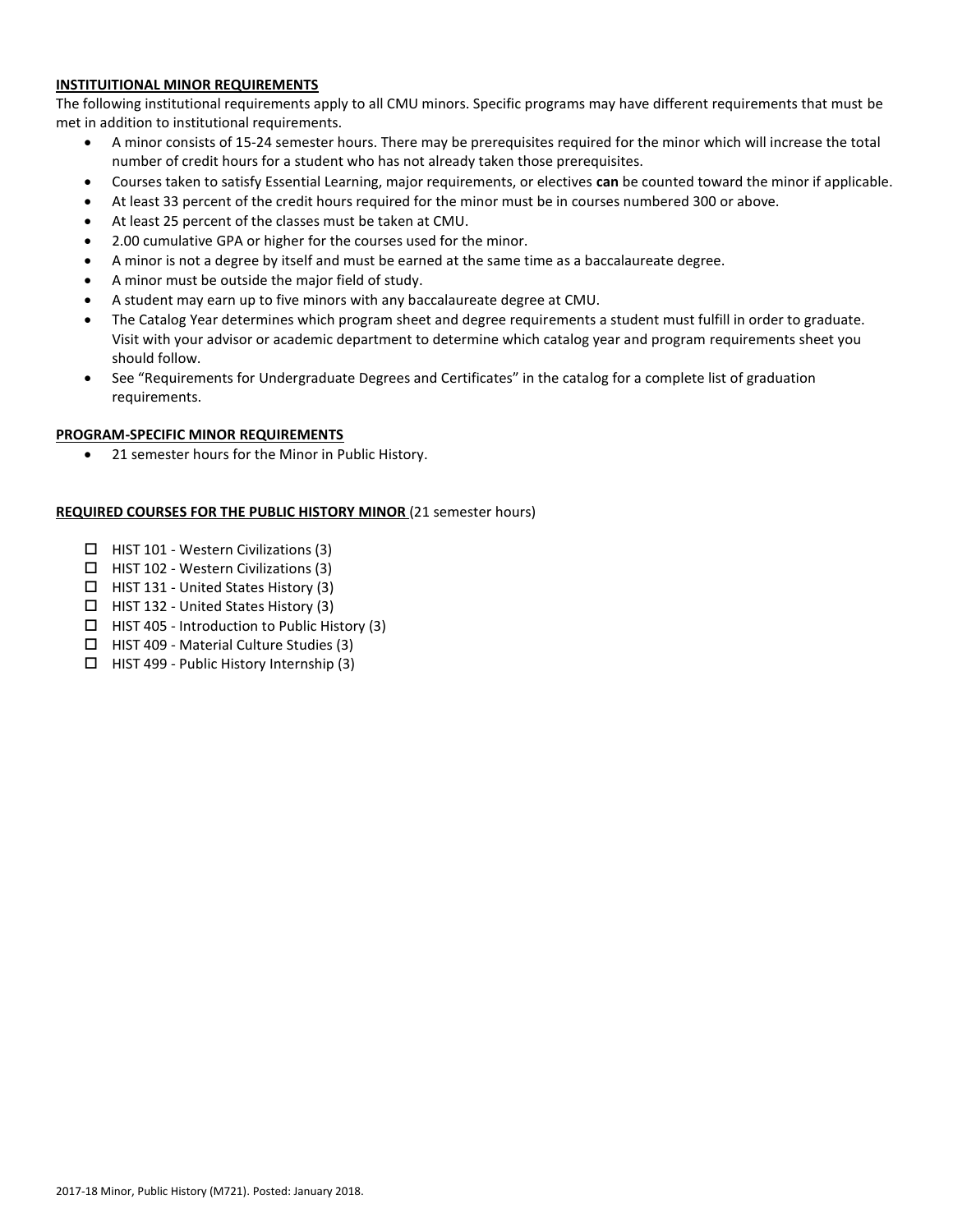## INSTITUITIONAL MINOR REQUIREMENTS

The following institutional requirements apply to all CMU minors. Specific programs may have different requirements that must be met in addition to institutional requirements.

- A minor consists of 15-24 semester hours. There may be prerequisites required for the minor which will increase the total number of credit hours for a student who has not already taken those prerequisites.
- Courses taken to satisfy Essential Learning, major requirements, or electives **can** be counted toward the minor if applicable.
- At least 33 percent of the credit hours required for the minor must be in courses numbered 300 or above.
- At least 25 percent of the classes must be taken at CMU.
- 2.00 cumulative GPA or higher for the courses used for the minor.
- A minor is not a degree by itself and must be earned at the same time as a baccalaureate degree.
- A minor must be outside the major field of study.
- A student may earn up to five minors with any baccalaureate degree at CMU.
- The Catalog Year determines which program sheet and degree requirements a student must fulfill in order to graduate. Visit with your advisor or academic department to determine which catalog year and program requirements sheet you should follow.
- See "Requirements for Undergraduate Degrees and Certificates" in the catalog for a complete list of graduation requirements.

## PROGRAM-SPECIFIC MINOR REQUIREMENTS

- 21 semester hours for the Minor in Public History.

## REQUIRED COURSES FOR THE PUBLIC HISTORY MINOR (21 semester hours)

- ☐ HIST 101 - Western Civilizations (3)
- ☐ HIST 102 - Western Civilizations (3)
- ☐ HIST 131 - United States History (3)
- ☐ HIST 132 - United States History (3)
- ☐ HIST 405 - Introduction to Public History (3)
- ☐ HIST 409 - Material Culture Studies (3)
- ☐ HIST 499 - Public History Internship (3)

2017-18 Minor, Public History (M721). Posted: January 2018.